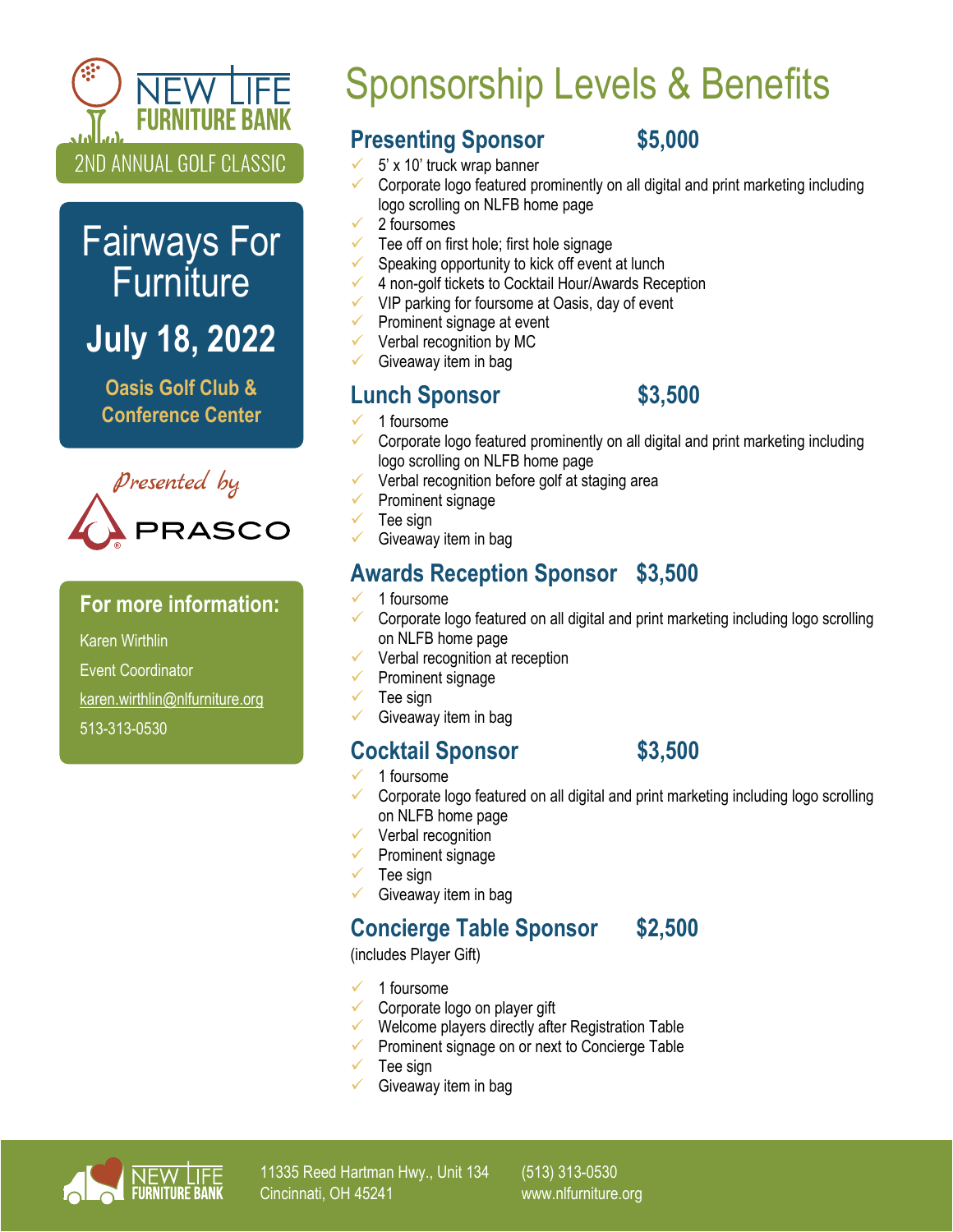NEW LIFE FURNITURE BANK

2ND ANNUAL GOLF CLASSIC

# Fairways For Furniture

## July 18, 2022

**Oasis Golf Club & Conference Center**

*Presented by*

PRASCO

### For more information:

Karen Wirthlin

Event Coordinator

karen.wirthlin@nlfurniture.org

513-313-0530

# Sponsorship Levels & Benefits

## Presenting Sponsor $5,000

- 5' x 10' truck wrap banner
- Corporate logo featured prominently on all digital and print marketing including logo scrolling on NLFB home page
- 2 foursomes
- Tee off on first hole; first hole signage
- Speaking opportunity to kick off event at lunch
- 4 non-golf tickets to Cocktail Hour/Awards Reception
- VIP parking for foursome at Oasis, day of event
- Prominent signage at event
- Verbal recognition by MC
- Giveaway item in bag

## Lunch Sponsor $3,500

- 1 foursome
- Corporate logo featured prominently on all digital and print marketing including logo scrolling on NLFB home page
- Verbal recognition before golf at staging area
- Prominent signage
- Tee sign
- Giveaway item in bag

## Awards Reception Sponsor $3,500

- 1 foursome
- Corporate logo featured on all digital and print marketing including logo scrolling on NLFB home page
- Verbal recognition at reception
- Prominent signage
- Tee sign
- Giveaway item in bag

## Cocktail Sponsor $3,500

- 1 foursome
- Corporate logo featured on all digital and print marketing including logo scrolling on NLFB home page
- Verbal recognition
- Prominent signage
- Tee sign
- Giveaway item in bag

## Concierge Table Sponsor $2,500

(includes Player Gift)

- 1 foursome
- Corporate logo on player gift
- Welcome players directly after Registration Table
- Prominent signage on or next to Concierge Table
- Tee sign
- Giveaway item in bag

NEW LIFE FURNITURE BANK

11335 Reed Hartman Hwy., Unit 134
Cincinnati, OH 45241

(513) 313-0530
www.nlfurniture.org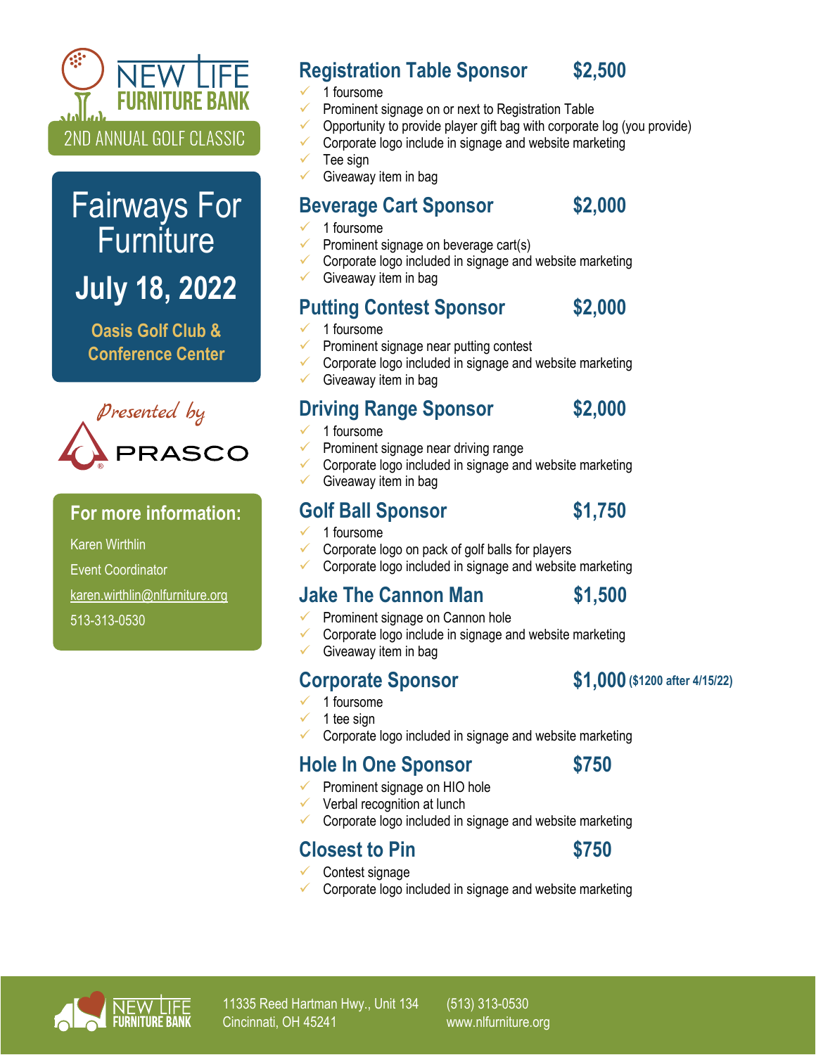NEW LIFE FURNITURE BANK

2ND ANNUAL GOLF CLASSIC

# Fairways For Furniture

## July 18, 2022

**Oasis Golf Club & Conference Center**

*Presented by* PRASCO

**For more information:**

Karen Wirthlin

Event Coordinator

karen.wirthlin@nlfurniture.org

513-313-0530

## Registration Table Sponsor $2,500

- 1 foursome
- Prominent signage on or next to Registration Table
- Opportunity to provide player gift bag with corporate log (you provide)
- Corporate logo include in signage and website marketing
- Tee sign
- Giveaway item in bag

## Beverage Cart Sponsor $2,000

- 1 foursome
- Prominent signage on beverage cart(s)
- Corporate logo included in signage and website marketing
- Giveaway item in bag

## Putting Contest Sponsor $2,000

- 1 foursome
- Prominent signage near putting contest
- Corporate logo included in signage and website marketing
- Giveaway item in bag

## Driving Range Sponsor $2,000

- 1 foursome
- Prominent signage near driving range
- Corporate logo included in signage and website marketing
- Giveaway item in bag

## Golf Ball Sponsor $1,750

- 1 foursome
- Corporate logo on pack of golf balls for players
- Corporate logo included in signage and website marketing

## Jake The Cannon Man $1,500

- Prominent signage on Cannon hole
- Corporate logo include in signage and website marketing
- Giveaway item in bag

## Corporate Sponsor $1,000 ($1200 after 4/15/22)

- 1 foursome
- 1 tee sign
- Corporate logo included in signage and website marketing

## Hole In One Sponsor $750

- Prominent signage on HIO hole
- Verbal recognition at lunch
- Corporate logo included in signage and website marketing

## Closest to Pin $750

- Contest signage
- Corporate logo included in signage and website marketing

NEW LIFE FURNITURE BANK

11335 Reed Hartman Hwy., Unit 134
Cincinnati, OH 45241

(513) 313-0530
www.nlfurniture.org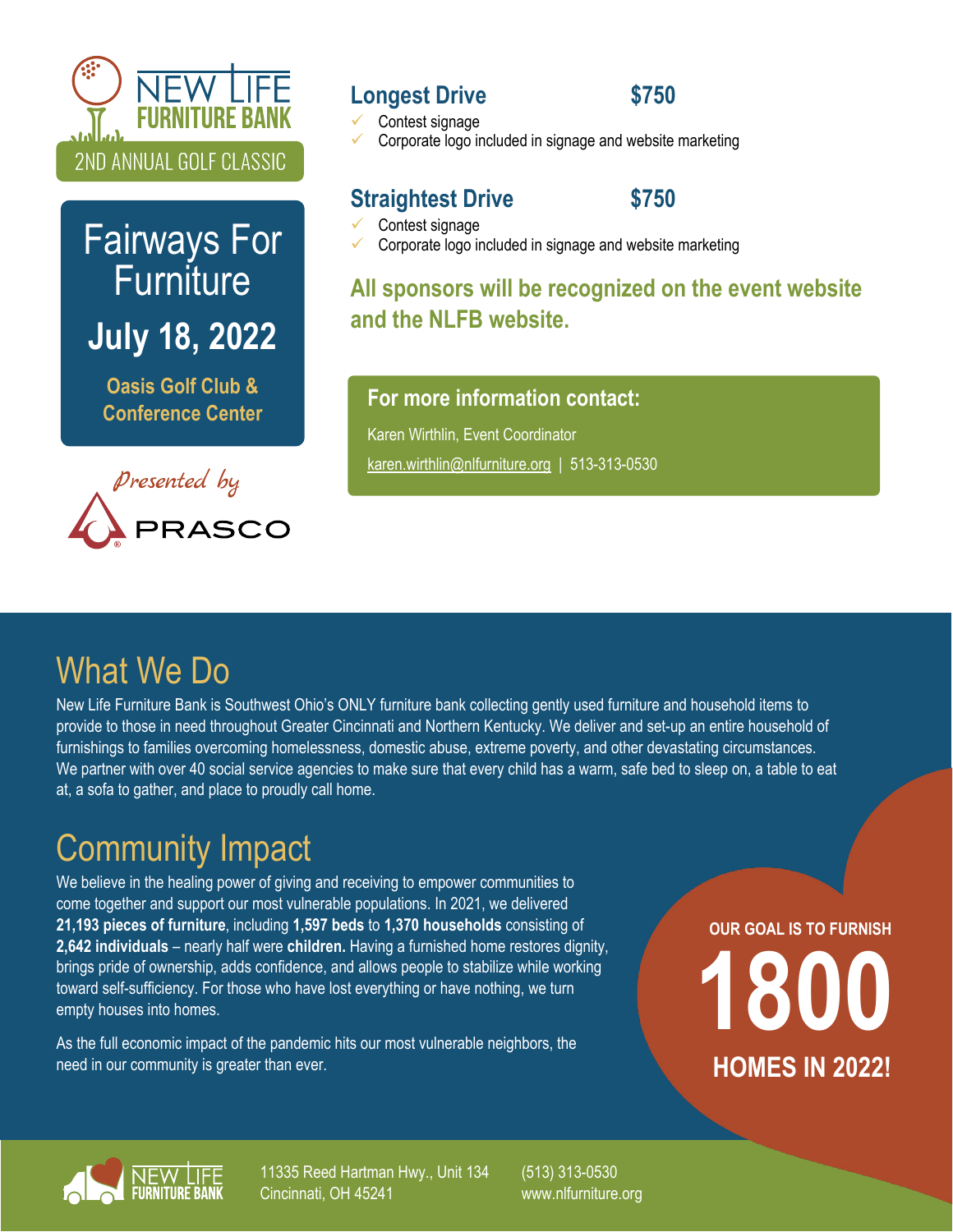NEW LIFE FURNITURE BANK

2ND ANNUAL GOLF CLASSIC

# Fairways For Furniture

## July 18, 2022

**Oasis Golf Club & Conference Center**

*Presented by* PRASCO

### Longest Drive $750

- Contest signage
- Corporate logo included in signage and website marketing

### Straightest Drive $750

- Contest signage
- Corporate logo included in signage and website marketing

**All sponsors will be recognized on the event website and the NLFB website.**

**For more information contact:**

Karen Wirthlin, Event Coordinator

karen.wirthlin@nlfurniture.org | 513-313-0530

## What We Do

New Life Furniture Bank is Southwest Ohio's ONLY furniture bank collecting gently used furniture and household items to provide to those in need throughout Greater Cincinnati and Northern Kentucky. We deliver and set-up an entire household of furnishings to families overcoming homelessness, domestic abuse, extreme poverty, and other devastating circumstances. We partner with over 40 social service agencies to make sure that every child has a warm, safe bed to sleep on, a table to eat at, a sofa to gather, and place to proudly call home.

## Community Impact

We believe in the healing power of giving and receiving to empower communities to come together and support our most vulnerable populations. In 2021, we delivered **21,193 pieces of furniture**, including **1,597 beds** to **1,370 households** consisting of **2,642 individuals** – nearly half were **children.** Having a furnished home restores dignity, brings pride of ownership, adds confidence, and allows people to stabilize while working toward self-sufficiency. For those who have lost everything or have nothing, we turn empty houses into homes.

As the full economic impact of the pandemic hits our most vulnerable neighbors, the need in our community is greater than ever.

**OUR GOAL IS TO FURNISH**

**1800**

**HOMES IN 2022!**

NEW LIFE FURNITURE BANK

11335 Reed Hartman Hwy., Unit 134
Cincinnati, OH 45241

(513) 313-0530
www.nlfurniture.org